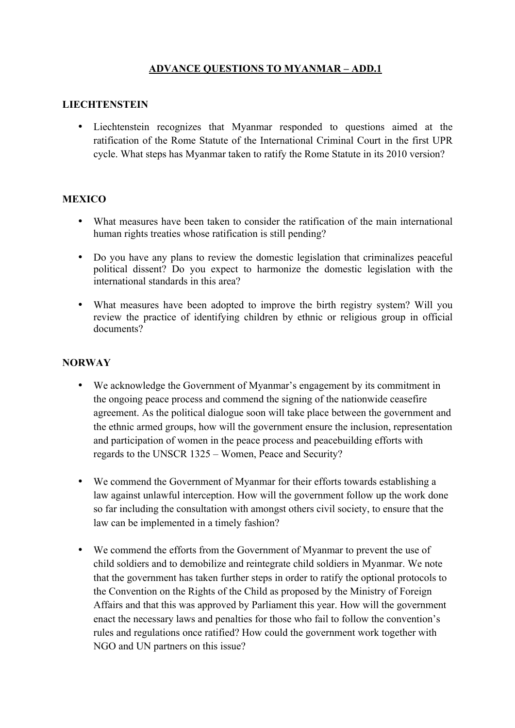# ADVANCE QUESTIONS TO MYANMAR – ADD.1

## LIECHTENSTEIN

- Liechtenstein recognizes that Myanmar responded to questions aimed at the ratification of the Rome Statute of the International Criminal Court in the first UPR cycle. What steps has Myanmar taken to ratify the Rome Statute in its 2010 version?

## MEXICO

- What measures have been taken to consider the ratification of the main international human rights treaties whose ratification is still pending?
- Do you have any plans to review the domestic legislation that criminalizes peaceful political dissent? Do you expect to harmonize the domestic legislation with the international standards in this area?
- What measures have been adopted to improve the birth registry system? Will you review the practice of identifying children by ethnic or religious group in official documents?

## NORWAY

- We acknowledge the Government of Myanmar's engagement by its commitment in the ongoing peace process and commend the signing of the nationwide ceasefire agreement. As the political dialogue soon will take place between the government and the ethnic armed groups, how will the government ensure the inclusion, representation and participation of women in the peace process and peacebuilding efforts with regards to the UNSCR 1325 – Women, Peace and Security?
- We commend the Government of Myanmar for their efforts towards establishing a law against unlawful interception. How will the government follow up the work done so far including the consultation with amongst others civil society, to ensure that the law can be implemented in a timely fashion?
- We commend the efforts from the Government of Myanmar to prevent the use of child soldiers and to demobilize and reintegrate child soldiers in Myanmar. We note that the government has taken further steps in order to ratify the optional protocols to the Convention on the Rights of the Child as proposed by the Ministry of Foreign Affairs and that this was approved by Parliament this year. How will the government enact the necessary laws and penalties for those who fail to follow the convention's rules and regulations once ratified? How could the government work together with NGO and UN partners on this issue?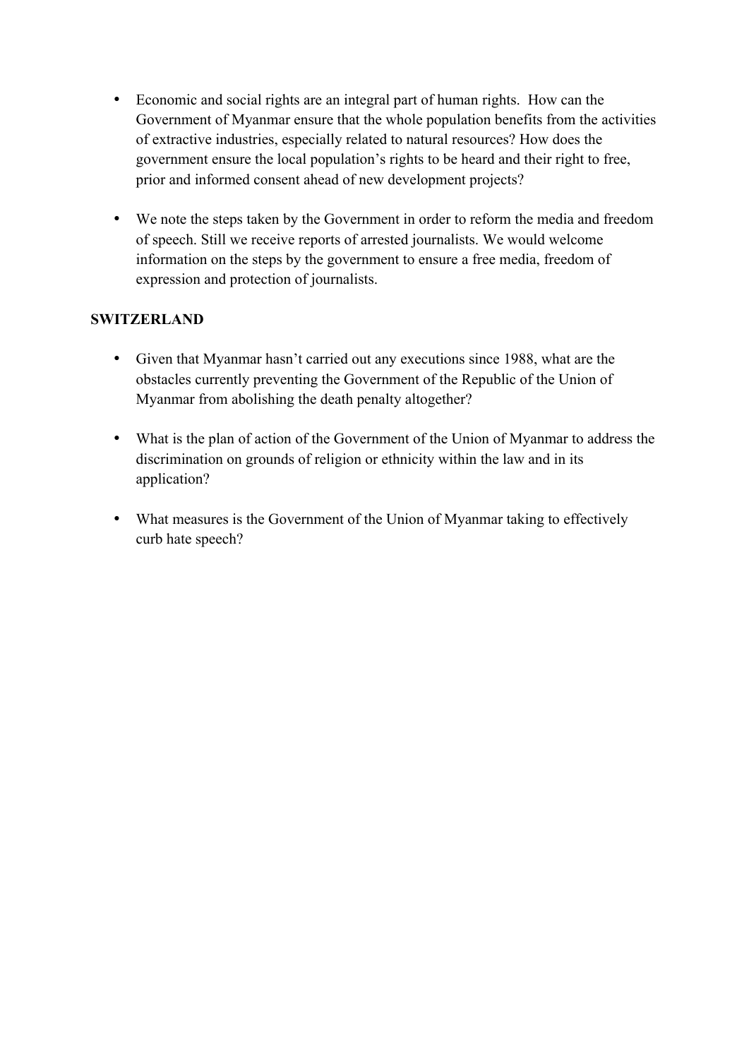- Economic and social rights are an integral part of human rights. How can the Government of Myanmar ensure that the whole population benefits from the activities of extractive industries, especially related to natural resources? How does the government ensure the local population's rights to be heard and their right to free, prior and informed consent ahead of new development projects?

- We note the steps taken by the Government in order to reform the media and freedom of speech. Still we receive reports of arrested journalists. We would welcome information on the steps by the government to ensure a free media, freedom of expression and protection of journalists.

**SWITZERLAND**

- Given that Myanmar hasn't carried out any executions since 1988, what are the obstacles currently preventing the Government of the Republic of the Union of Myanmar from abolishing the death penalty altogether?

- What is the plan of action of the Government of the Union of Myanmar to address the discrimination on grounds of religion or ethnicity within the law and in its application?

- What measures is the Government of the Union of Myanmar taking to effectively curb hate speech?